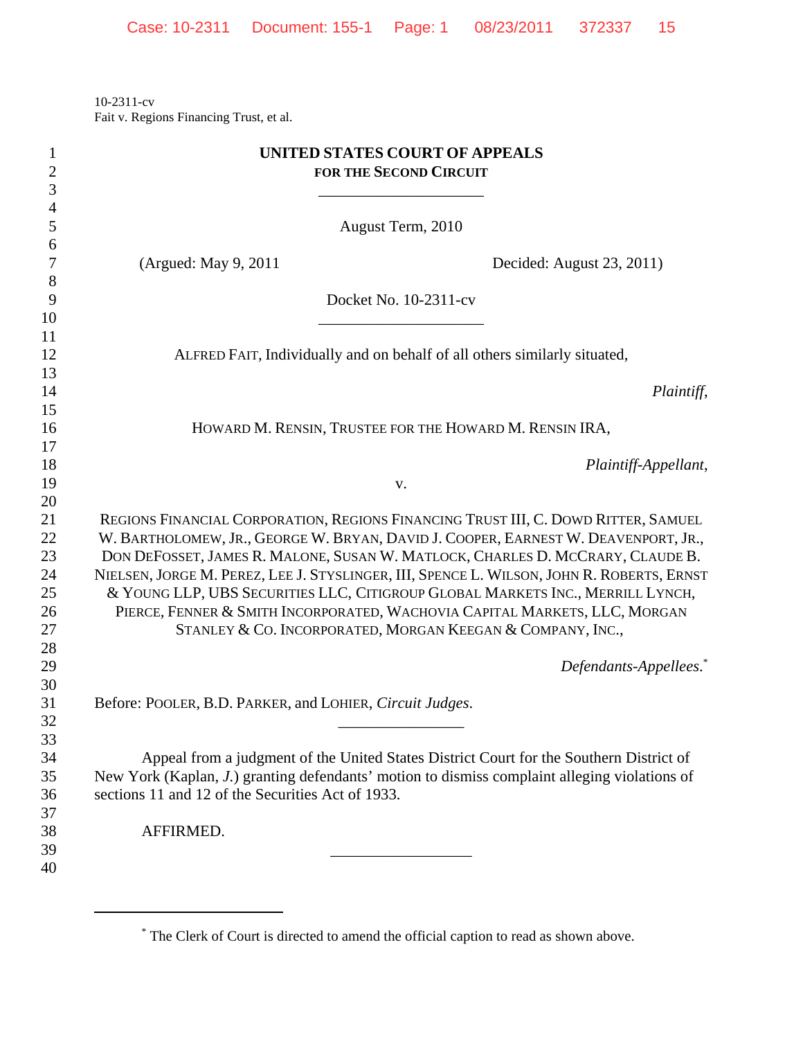10-2311-cv
Fait v. Regions Financing Trust, et al.

# UNITED STATES COURT OF APPEALS
## FOR THE SECOND CIRCUIT

---

August Term, 2010

(Argued: May 9, 2011) Decided: August 23, 2011)

Docket No. 10-2311-cv

---

ALFRED FAIT, Individually and on behalf of all others similarly situated,

*Plaintiff*,

HOWARD M. RENSIN, TRUSTEE FOR THE HOWARD M. RENSIN IRA,

*Plaintiff-Appellant*,

v.

REGIONS FINANCIAL CORPORATION, REGIONS FINANCING TRUST III, C. DOWD RITTER, SAMUEL W. BARTHOLOMEW, JR., GEORGE W. BRYAN, DAVID J. COOPER, EARNEST W. DEAVENPORT, JR., DON DEFOSSET, JAMES R. MALONE, SUSAN W. MATLOCK, CHARLES D. MCCRARY, CLAUDE B. NIELSEN, JORGE M. PEREZ, LEE J. STYSLINGER, III, SPENCE L. WILSON, JOHN R. ROBERTS, ERNST & YOUNG LLP, UBS SECURITIES LLC, CITIGROUP GLOBAL MARKETS INC., MERRILL LYNCH, PIERCE, FENNER & SMITH INCORPORATED, WACHOVIA CAPITAL MARKETS, LLC, MORGAN STANLEY & CO. INCORPORATED, MORGAN KEEGAN & COMPANY, INC.,

*Defendants-Appellees*.*

Before: POOLER, B.D. PARKER, and LOHIER, *Circuit Judges*.

---

Appeal from a judgment of the United States District Court for the Southern District of New York (Kaplan, *J.*) granting defendants' motion to dismiss complaint alleging violations of sections 11 and 12 of the Securities Act of 1933.

AFFIRMED.

---

* The Clerk of Court is directed to amend the official caption to read as shown above.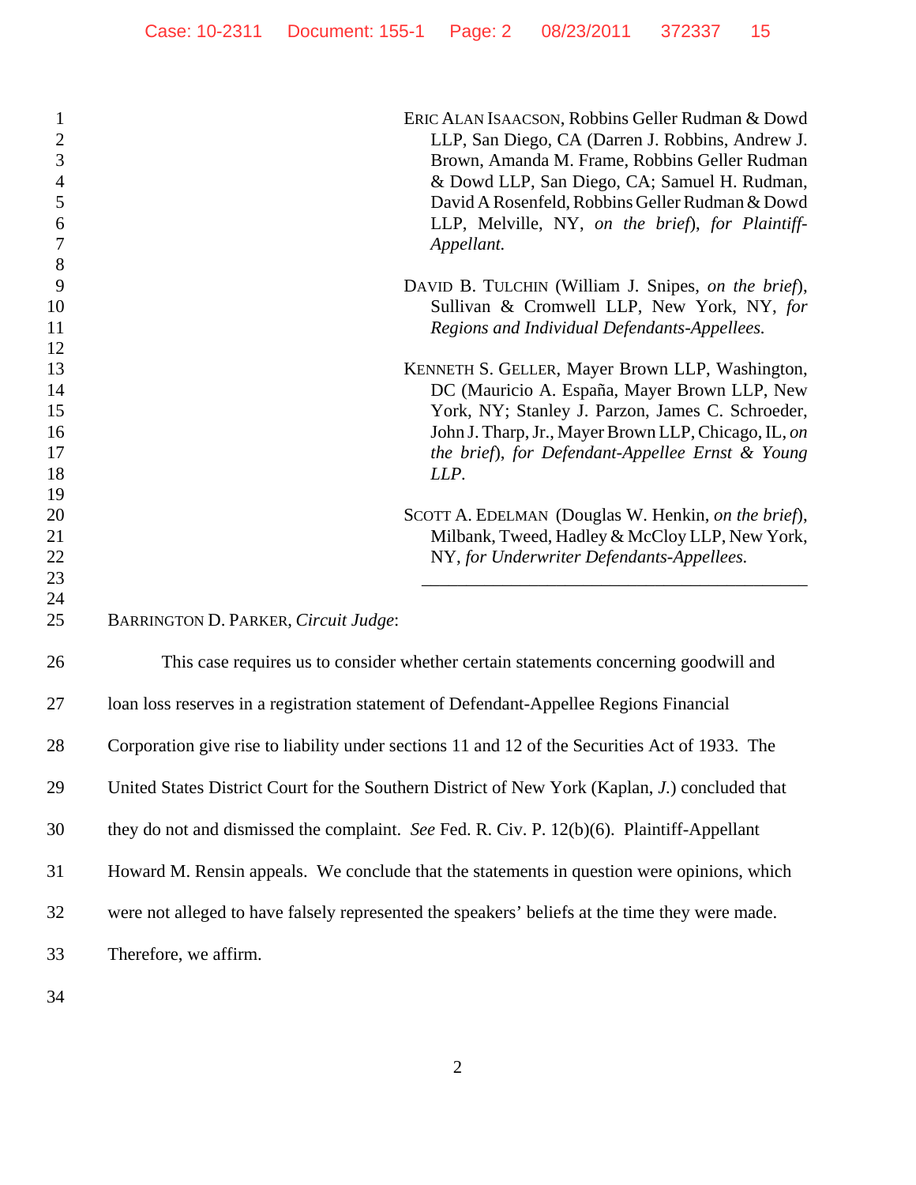ERIC ALAN ISAACSON, Robbins Geller Rudman & Dowd LLP, San Diego, CA (Darren J. Robbins, Andrew J. Brown, Amanda M. Frame, Robbins Geller Rudman & Dowd LLP, San Diego, CA; Samuel H. Rudman, David A Rosenfeld, Robbins Geller Rudman & Dowd LLP, Melville, NY, *on the brief*), *for Plaintiff-Appellant.*

DAVID B. TULCHIN (William J. Snipes, *on the brief*), Sullivan & Cromwell LLP, New York, NY, *for Regions and Individual Defendants-Appellees.*

KENNETH S. GELLER, Mayer Brown LLP, Washington, DC (Mauricio A. España, Mayer Brown LLP, New York, NY; Stanley J. Parzon, James C. Schroeder, John J. Tharp, Jr., Mayer Brown LLP, Chicago, IL, *on the brief*), *for Defendant-Appellee Ernst & Young LLP*.

SCOTT A. EDELMAN (Douglas W. Henkin, *on the brief*), Milbank, Tweed, Hadley & McCloy LLP, New York, NY, *for Underwriter Defendants-Appellees.*

---

BARRINGTON D. PARKER, *Circuit Judge*:

This case requires us to consider whether certain statements concerning goodwill and loan loss reserves in a registration statement of Defendant-Appellee Regions Financial Corporation give rise to liability under sections 11 and 12 of the Securities Act of 1933. The United States District Court for the Southern District of New York (Kaplan, *J.*) concluded that they do not and dismissed the complaint. *See* Fed. R. Civ. P. 12(b)(6). Plaintiff-Appellant Howard M. Rensin appeals. We conclude that the statements in question were opinions, which were not alleged to have falsely represented the speakers' beliefs at the time they were made. Therefore, we affirm.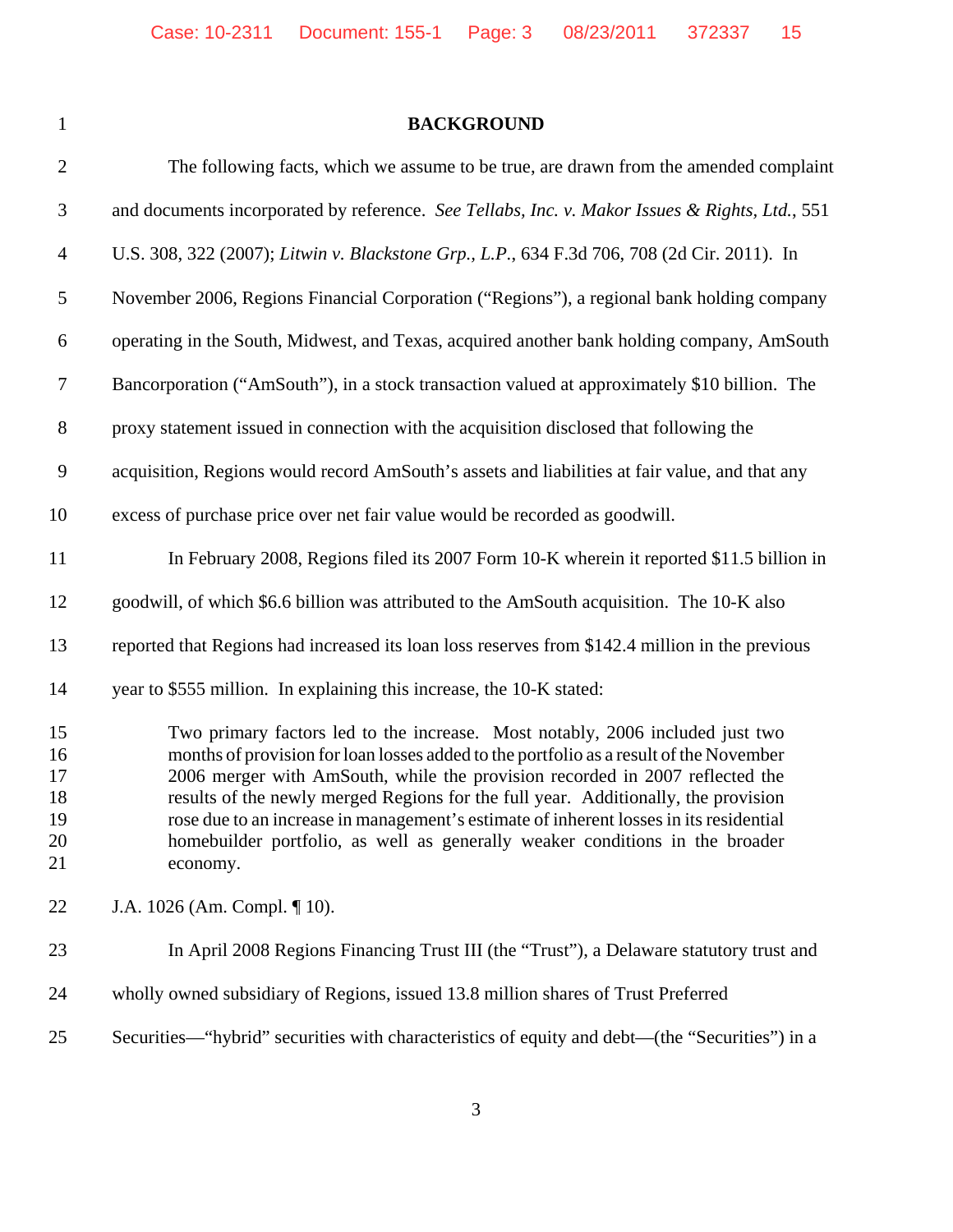## BACKGROUND

The following facts, which we assume to be true, are drawn from the amended complaint and documents incorporated by reference. *See Tellabs, Inc. v. Makor Issues & Rights, Ltd.*, 551 U.S. 308, 322 (2007); *Litwin v. Blackstone Grp., L.P.*, 634 F.3d 706, 708 (2d Cir. 2011). In November 2006, Regions Financial Corporation ("Regions"), a regional bank holding company operating in the South, Midwest, and Texas, acquired another bank holding company, AmSouth Bancorporation ("AmSouth"), in a stock transaction valued at approximately $10 billion. The proxy statement issued in connection with the acquisition disclosed that following the acquisition, Regions would record AmSouth's assets and liabilities at fair value, and that any excess of purchase price over net fair value would be recorded as goodwill.

In February 2008, Regions filed its 2007 Form 10-K wherein it reported $11.5 billion in goodwill, of which $6.6 billion was attributed to the AmSouth acquisition. The 10-K also reported that Regions had increased its loan loss reserves from $142.4 million in the previous year to $555 million. In explaining this increase, the 10-K stated:

> Two primary factors led to the increase. Most notably, 2006 included just two months of provision for loan losses added to the portfolio as a result of the November 2006 merger with AmSouth, while the provision recorded in 2007 reflected the results of the newly merged Regions for the full year. Additionally, the provision rose due to an increase in management's estimate of inherent losses in its residential homebuilder portfolio, as well as generally weaker conditions in the broader economy.

J.A. 1026 (Am. Compl. ¶ 10).

In April 2008 Regions Financing Trust III (the "Trust"), a Delaware statutory trust and wholly owned subsidiary of Regions, issued 13.8 million shares of Trust Preferred Securities—"hybrid" securities with characteristics of equity and debt—(the "Securities") in a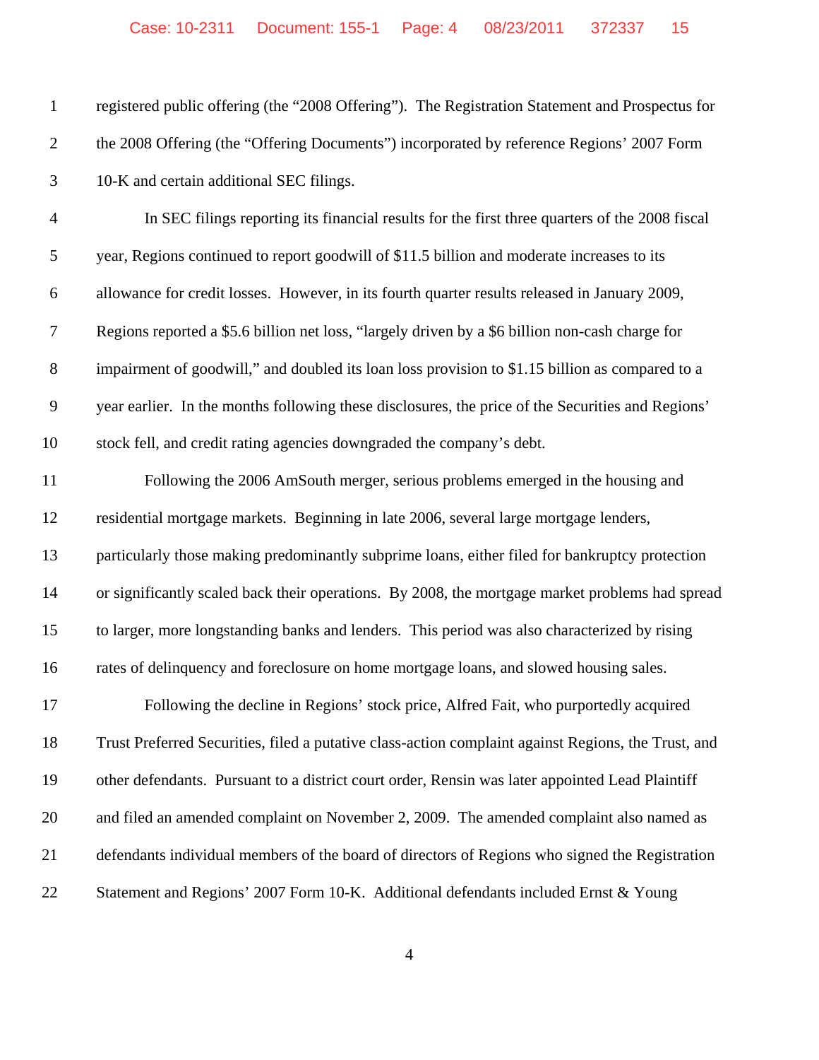registered public offering (the "2008 Offering"). The Registration Statement and Prospectus for the 2008 Offering (the "Offering Documents") incorporated by reference Regions' 2007 Form 10-K and certain additional SEC filings.

In SEC filings reporting its financial results for the first three quarters of the 2008 fiscal year, Regions continued to report goodwill of $11.5 billion and moderate increases to its allowance for credit losses. However, in its fourth quarter results released in January 2009, Regions reported a $5.6 billion net loss, "largely driven by a $6 billion non-cash charge for impairment of goodwill," and doubled its loan loss provision to $1.15 billion as compared to a year earlier. In the months following these disclosures, the price of the Securities and Regions' stock fell, and credit rating agencies downgraded the company's debt.

Following the 2006 AmSouth merger, serious problems emerged in the housing and residential mortgage markets. Beginning in late 2006, several large mortgage lenders, particularly those making predominantly subprime loans, either filed for bankruptcy protection or significantly scaled back their operations. By 2008, the mortgage market problems had spread to larger, more longstanding banks and lenders. This period was also characterized by rising rates of delinquency and foreclosure on home mortgage loans, and slowed housing sales.

Following the decline in Regions' stock price, Alfred Fait, who purportedly acquired Trust Preferred Securities, filed a putative class-action complaint against Regions, the Trust, and other defendants. Pursuant to a district court order, Rensin was later appointed Lead Plaintiff and filed an amended complaint on November 2, 2009. The amended complaint also named as defendants individual members of the board of directors of Regions who signed the Registration Statement and Regions' 2007 Form 10-K. Additional defendants included Ernst & Young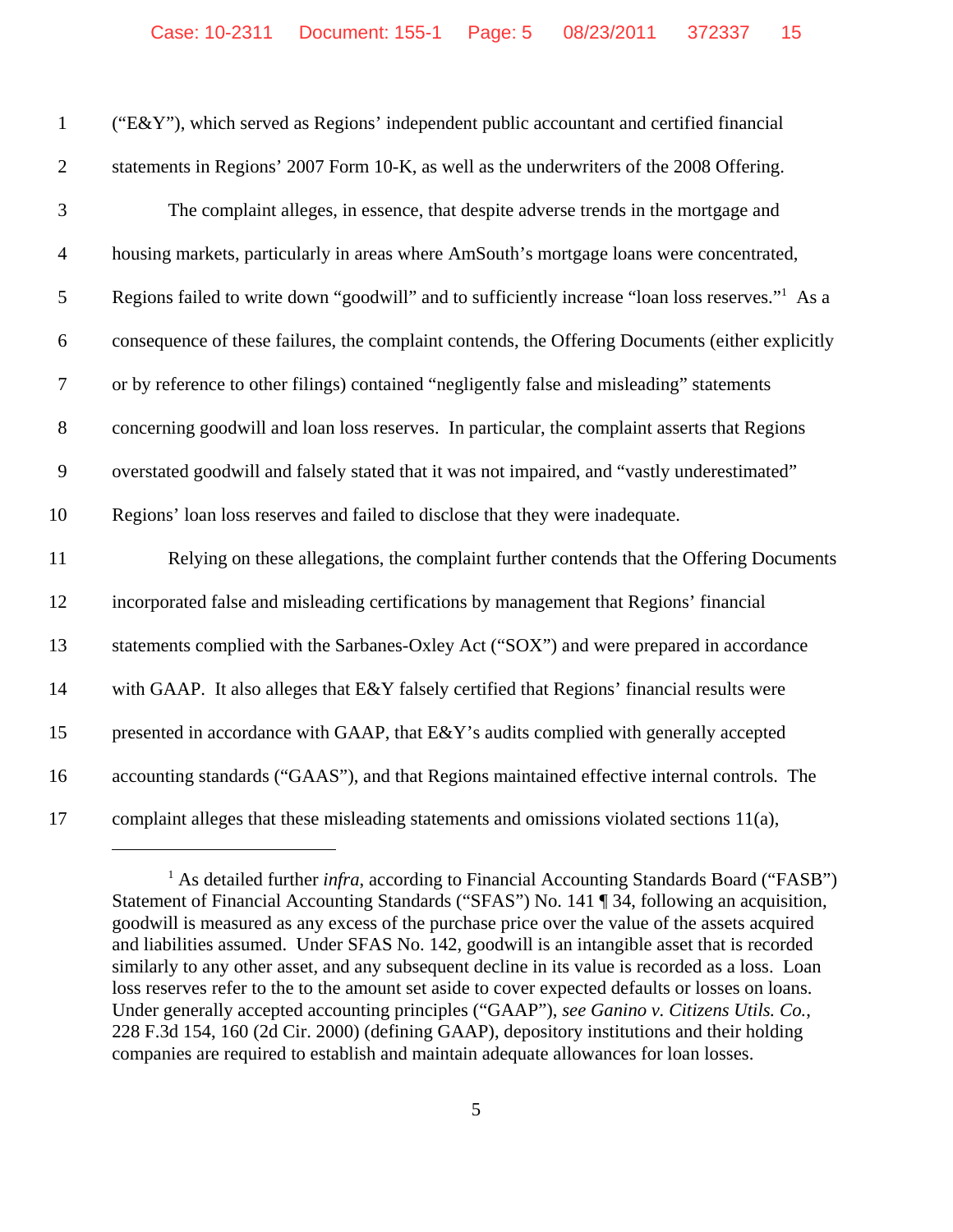("E&Y"), which served as Regions' independent public accountant and certified financial statements in Regions' 2007 Form 10-K, as well as the underwriters of the 2008 Offering.

The complaint alleges, in essence, that despite adverse trends in the mortgage and housing markets, particularly in areas where AmSouth's mortgage loans were concentrated, Regions failed to write down "goodwill" and to sufficiently increase "loan loss reserves."[1] As a consequence of these failures, the complaint contends, the Offering Documents (either explicitly or by reference to other filings) contained "negligently false and misleading" statements concerning goodwill and loan loss reserves. In particular, the complaint asserts that Regions overstated goodwill and falsely stated that it was not impaired, and "vastly underestimated" Regions' loan loss reserves and failed to disclose that they were inadequate.

Relying on these allegations, the complaint further contends that the Offering Documents incorporated false and misleading certifications by management that Regions' financial statements complied with the Sarbanes-Oxley Act ("SOX") and were prepared in accordance with GAAP. It also alleges that E&Y falsely certified that Regions' financial results were presented in accordance with GAAP, that E&Y's audits complied with generally accepted accounting standards ("GAAS"), and that Regions maintained effective internal controls. The complaint alleges that these misleading statements and omissions violated sections 11(a),

---

[1] As detailed further *infra*, according to Financial Accounting Standards Board ("FASB") Statement of Financial Accounting Standards ("SFAS") No. 141 ¶ 34, following an acquisition, goodwill is measured as any excess of the purchase price over the value of the assets acquired and liabilities assumed. Under SFAS No. 142, goodwill is an intangible asset that is recorded similarly to any other asset, and any subsequent decline in its value is recorded as a loss. Loan loss reserves refer to the to the amount set aside to cover expected defaults or losses on loans. Under generally accepted accounting principles ("GAAP"), *see Ganino v. Citizens Utils. Co.*, 228 F.3d 154, 160 (2d Cir. 2000) (defining GAAP), depository institutions and their holding companies are required to establish and maintain adequate allowances for loan losses.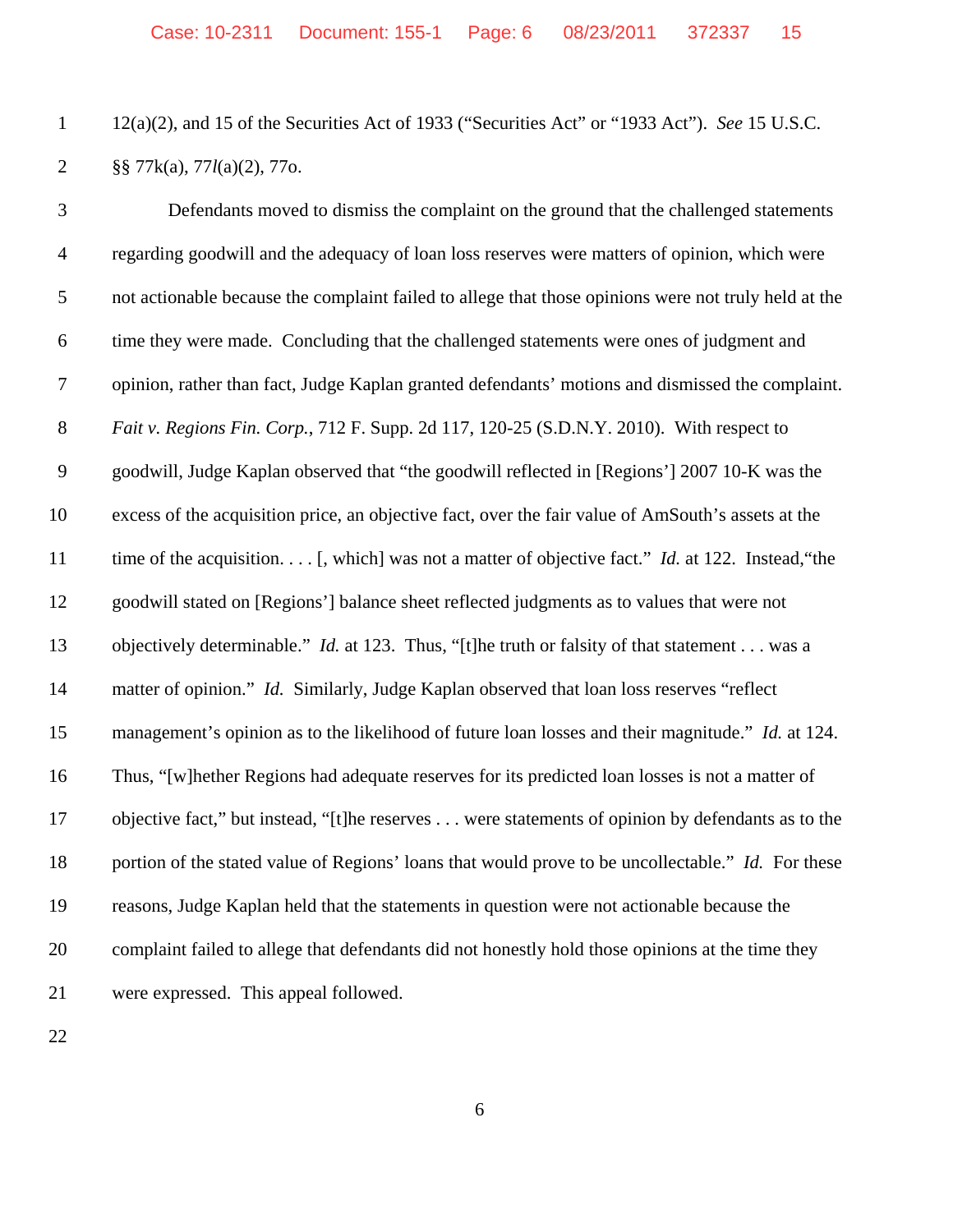12(a)(2), and 15 of the Securities Act of 1933 ("Securities Act" or "1933 Act"). *See* 15 U.S.C. §§ 77k(a), 77*l*(a)(2), 77o.

Defendants moved to dismiss the complaint on the ground that the challenged statements regarding goodwill and the adequacy of loan loss reserves were matters of opinion, which were not actionable because the complaint failed to allege that those opinions were not truly held at the time they were made. Concluding that the challenged statements were ones of judgment and opinion, rather than fact, Judge Kaplan granted defendants' motions and dismissed the complaint. *Fait v. Regions Fin. Corp.*, 712 F. Supp. 2d 117, 120-25 (S.D.N.Y. 2010). With respect to goodwill, Judge Kaplan observed that "the goodwill reflected in [Regions'] 2007 10-K was the excess of the acquisition price, an objective fact, over the fair value of AmSouth's assets at the time of the acquisition. . . . [, which] was not a matter of objective fact." *Id.* at 122. Instead,"the goodwill stated on [Regions'] balance sheet reflected judgments as to values that were not objectively determinable." *Id.* at 123. Thus, "[t]he truth or falsity of that statement . . . was a matter of opinion." *Id.* Similarly, Judge Kaplan observed that loan loss reserves "reflect management's opinion as to the likelihood of future loan losses and their magnitude." *Id.* at 124. Thus, "[w]hether Regions had adequate reserves for its predicted loan losses is not a matter of objective fact," but instead, "[t]he reserves . . . were statements of opinion by defendants as to the portion of the stated value of Regions' loans that would prove to be uncollectable." *Id.* For these reasons, Judge Kaplan held that the statements in question were not actionable because the complaint failed to allege that defendants did not honestly hold those opinions at the time they were expressed. This appeal followed.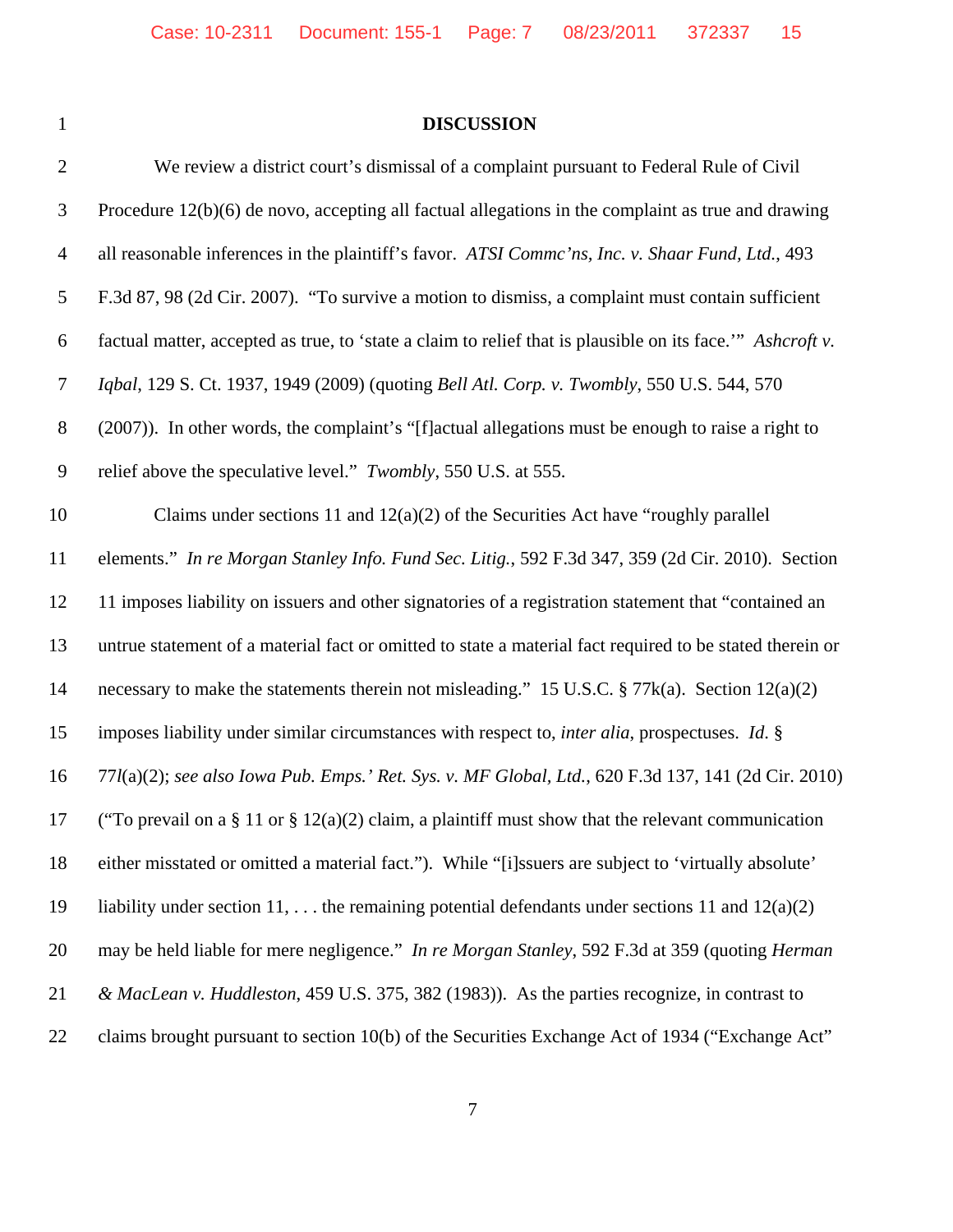## DISCUSSION

We review a district court's dismissal of a complaint pursuant to Federal Rule of Civil Procedure 12(b)(6) de novo, accepting all factual allegations in the complaint as true and drawing all reasonable inferences in the plaintiff's favor. *ATSI Commc'ns, Inc. v. Shaar Fund, Ltd.*, 493 F.3d 87, 98 (2d Cir. 2007). "To survive a motion to dismiss, a complaint must contain sufficient factual matter, accepted as true, to 'state a claim to relief that is plausible on its face.'" *Ashcroft v. Iqbal*, 129 S. Ct. 1937, 1949 (2009) (quoting *Bell Atl. Corp. v. Twombly*, 550 U.S. 544, 570 (2007)). In other words, the complaint's "[f]actual allegations must be enough to raise a right to relief above the speculative level." *Twombly*, 550 U.S. at 555.

Claims under sections 11 and 12(a)(2) of the Securities Act have "roughly parallel elements." *In re Morgan Stanley Info. Fund Sec. Litig.*, 592 F.3d 347, 359 (2d Cir. 2010). Section 11 imposes liability on issuers and other signatories of a registration statement that "contained an untrue statement of a material fact or omitted to state a material fact required to be stated therein or necessary to make the statements therein not misleading." 15 U.S.C. § 77k(a). Section 12(a)(2) imposes liability under similar circumstances with respect to, *inter alia*, prospectuses. *Id*. § 77*l*(a)(2); *see also Iowa Pub. Emps.' Ret. Sys. v. MF Global, Ltd.*, 620 F.3d 137, 141 (2d Cir. 2010) ("To prevail on a § 11 or § 12(a)(2) claim, a plaintiff must show that the relevant communication either misstated or omitted a material fact."). While "[i]ssuers are subject to 'virtually absolute' liability under section 11, . . . the remaining potential defendants under sections 11 and 12(a)(2) may be held liable for mere negligence." *In re Morgan Stanley*, 592 F.3d at 359 (quoting *Herman & MacLean v. Huddleston*, 459 U.S. 375, 382 (1983)). As the parties recognize, in contrast to claims brought pursuant to section 10(b) of the Securities Exchange Act of 1934 ("Exchange Act"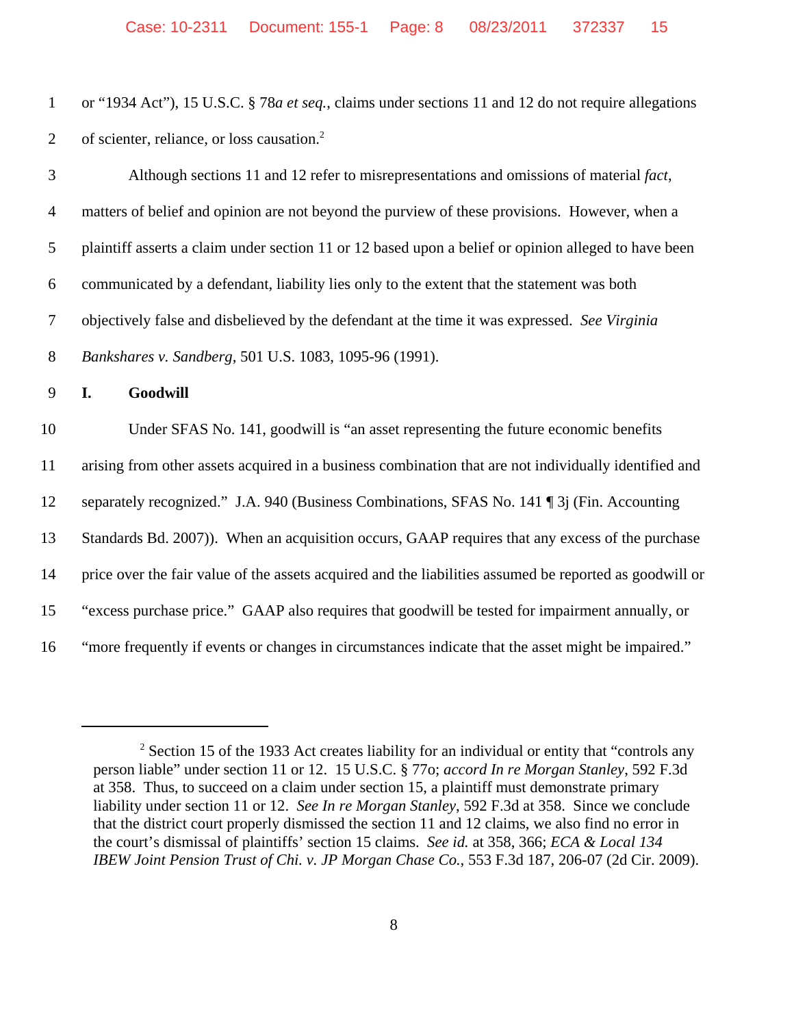or "1934 Act"), 15 U.S.C. § 78*a et seq.*, claims under sections 11 and 12 do not require allegations of scienter, reliance, or loss causation.[2]

Although sections 11 and 12 refer to misrepresentations and omissions of material *fact*, matters of belief and opinion are not beyond the purview of these provisions. However, when a plaintiff asserts a claim under section 11 or 12 based upon a belief or opinion alleged to have been communicated by a defendant, liability lies only to the extent that the statement was both objectively false and disbelieved by the defendant at the time it was expressed. *See Virginia Bankshares v. Sandberg*, 501 U.S. 1083, 1095-96 (1991).

## I. Goodwill

Under SFAS No. 141, goodwill is "an asset representing the future economic benefits arising from other assets acquired in a business combination that are not individually identified and separately recognized." J.A. 940 (Business Combinations, SFAS No. 141 ¶ 3j (Fin. Accounting Standards Bd. 2007)). When an acquisition occurs, GAAP requires that any excess of the purchase price over the fair value of the assets acquired and the liabilities assumed be reported as goodwill or "excess purchase price." GAAP also requires that goodwill be tested for impairment annually, or "more frequently if events or changes in circumstances indicate that the asset might be impaired."

---

[2] Section 15 of the 1933 Act creates liability for an individual or entity that "controls any person liable" under section 11 or 12. 15 U.S.C. § 77o; *accord In re Morgan Stanley*, 592 F.3d at 358. Thus, to succeed on a claim under section 15, a plaintiff must demonstrate primary liability under section 11 or 12. *See In re Morgan Stanley*, 592 F.3d at 358. Since we conclude that the district court properly dismissed the section 11 and 12 claims, we also find no error in the court's dismissal of plaintiffs' section 15 claims. *See id.* at 358, 366; *ECA & Local 134 IBEW Joint Pension Trust of Chi. v. JP Morgan Chase Co.*, 553 F.3d 187, 206-07 (2d Cir. 2009).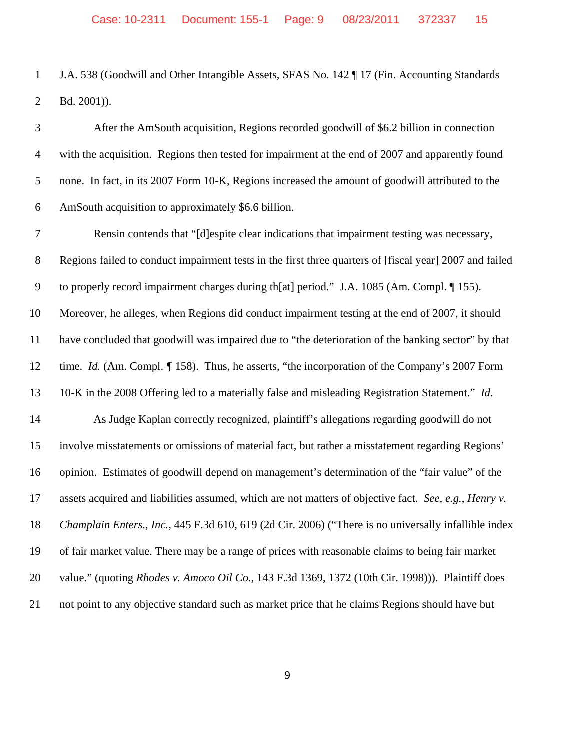J.A. 538 (Goodwill and Other Intangible Assets, SFAS No. 142 ¶ 17 (Fin. Accounting Standards Bd. 2001)).

After the AmSouth acquisition, Regions recorded goodwill of $6.2 billion in connection with the acquisition. Regions then tested for impairment at the end of 2007 and apparently found none. In fact, in its 2007 Form 10-K, Regions increased the amount of goodwill attributed to the AmSouth acquisition to approximately $6.6 billion.

Rensin contends that "[d]espite clear indications that impairment testing was necessary, Regions failed to conduct impairment tests in the first three quarters of [fiscal year] 2007 and failed to properly record impairment charges during th[at] period." J.A. 1085 (Am. Compl. ¶ 155). Moreover, he alleges, when Regions did conduct impairment testing at the end of 2007, it should have concluded that goodwill was impaired due to "the deterioration of the banking sector" by that time. *Id.* (Am. Compl. ¶ 158). Thus, he asserts, "the incorporation of the Company's 2007 Form 10-K in the 2008 Offering led to a materially false and misleading Registration Statement." *Id.*

As Judge Kaplan correctly recognized, plaintiff's allegations regarding goodwill do not involve misstatements or omissions of material fact, but rather a misstatement regarding Regions' opinion. Estimates of goodwill depend on management's determination of the "fair value" of the assets acquired and liabilities assumed, which are not matters of objective fact. *See, e.g.*, *Henry v. Champlain Enters., Inc.*, 445 F.3d 610, 619 (2d Cir. 2006) ("There is no universally infallible index of fair market value. There may be a range of prices with reasonable claims to being fair market value." (quoting *Rhodes v. Amoco Oil Co.*, 143 F.3d 1369, 1372 (10th Cir. 1998))). Plaintiff does not point to any objective standard such as market price that he claims Regions should have but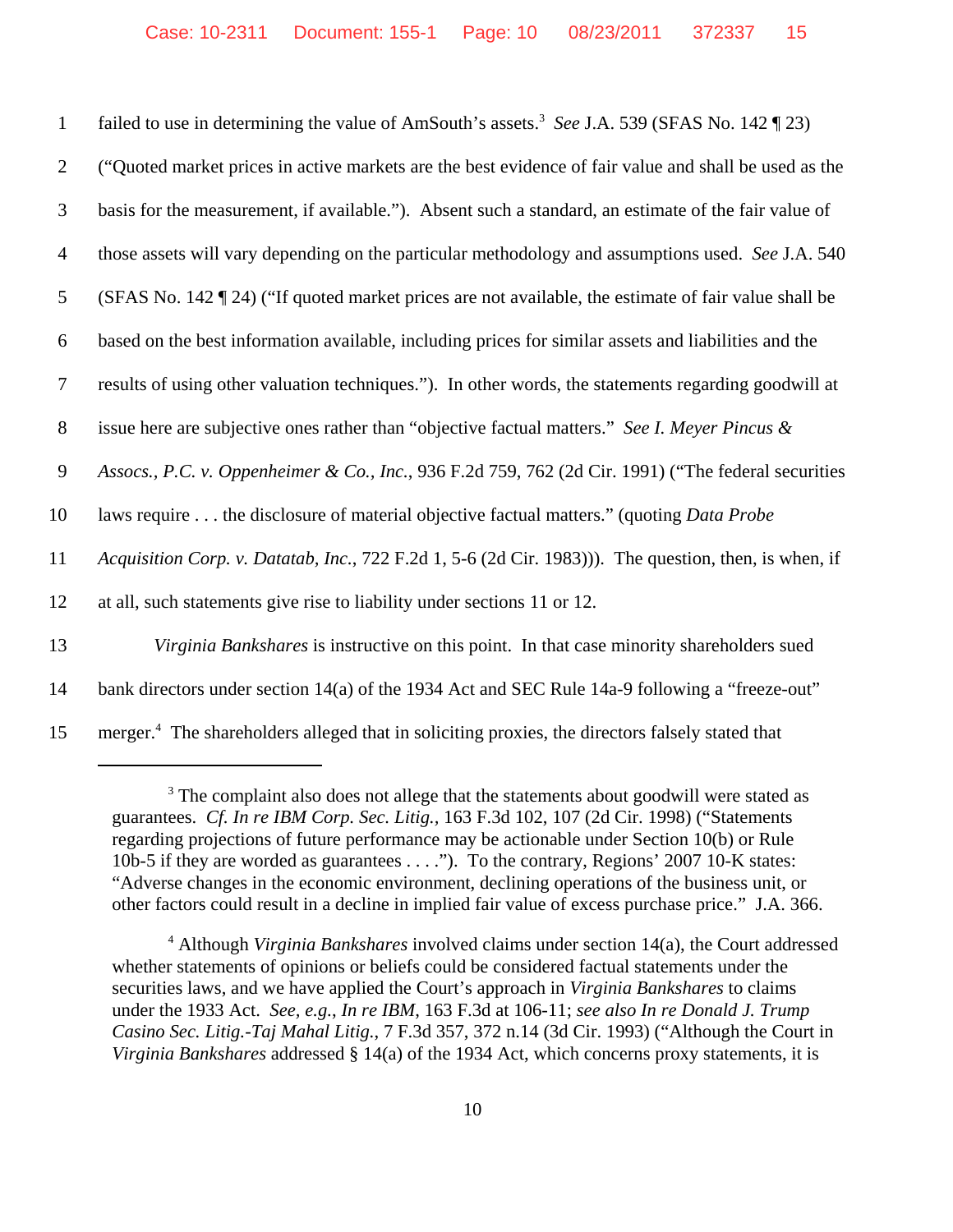failed to use in determining the value of AmSouth's assets.[3] *See* J.A. 539 (SFAS No. 142 ¶ 23) ("Quoted market prices in active markets are the best evidence of fair value and shall be used as the basis for the measurement, if available."). Absent such a standard, an estimate of the fair value of those assets will vary depending on the particular methodology and assumptions used. *See* J.A. 540 (SFAS No. 142 ¶ 24) ("If quoted market prices are not available, the estimate of fair value shall be based on the best information available, including prices for similar assets and liabilities and the results of using other valuation techniques."). In other words, the statements regarding goodwill at issue here are subjective ones rather than "objective factual matters." *See I. Meyer Pincus & Assocs., P.C. v. Oppenheimer & Co., Inc.*, 936 F.2d 759, 762 (2d Cir. 1991) ("The federal securities laws require . . . the disclosure of material objective factual matters." (quoting *Data Probe Acquisition Corp. v. Datatab, Inc.*, 722 F.2d 1, 5-6 (2d Cir. 1983))). The question, then, is when, if at all, such statements give rise to liability under sections 11 or 12.

*Virginia Bankshares* is instructive on this point. In that case minority shareholders sued bank directors under section 14(a) of the 1934 Act and SEC Rule 14a-9 following a "freeze-out" merger.[4] The shareholders alleged that in soliciting proxies, the directors falsely stated that

---

[3] The complaint also does not allege that the statements about goodwill were stated as guarantees. *Cf. In re IBM Corp. Sec. Litig.*, 163 F.3d 102, 107 (2d Cir. 1998) ("Statements regarding projections of future performance may be actionable under Section 10(b) or Rule 10b-5 if they are worded as guarantees . . . ."). To the contrary, Regions' 2007 10-K states: "Adverse changes in the economic environment, declining operations of the business unit, or other factors could result in a decline in implied fair value of excess purchase price." J.A. 366.

[4] Although *Virginia Bankshares* involved claims under section 14(a), the Court addressed whether statements of opinions or beliefs could be considered factual statements under the securities laws, and we have applied the Court's approach in *Virginia Bankshares* to claims under the 1933 Act. *See, e.g.*, *In re IBM*, 163 F.3d at 106-11; *see also In re Donald J. Trump Casino Sec. Litig.-Taj Mahal Litig.*, 7 F.3d 357, 372 n.14 (3d Cir. 1993) ("Although the Court in *Virginia Bankshares* addressed § 14(a) of the 1934 Act, which concerns proxy statements, it is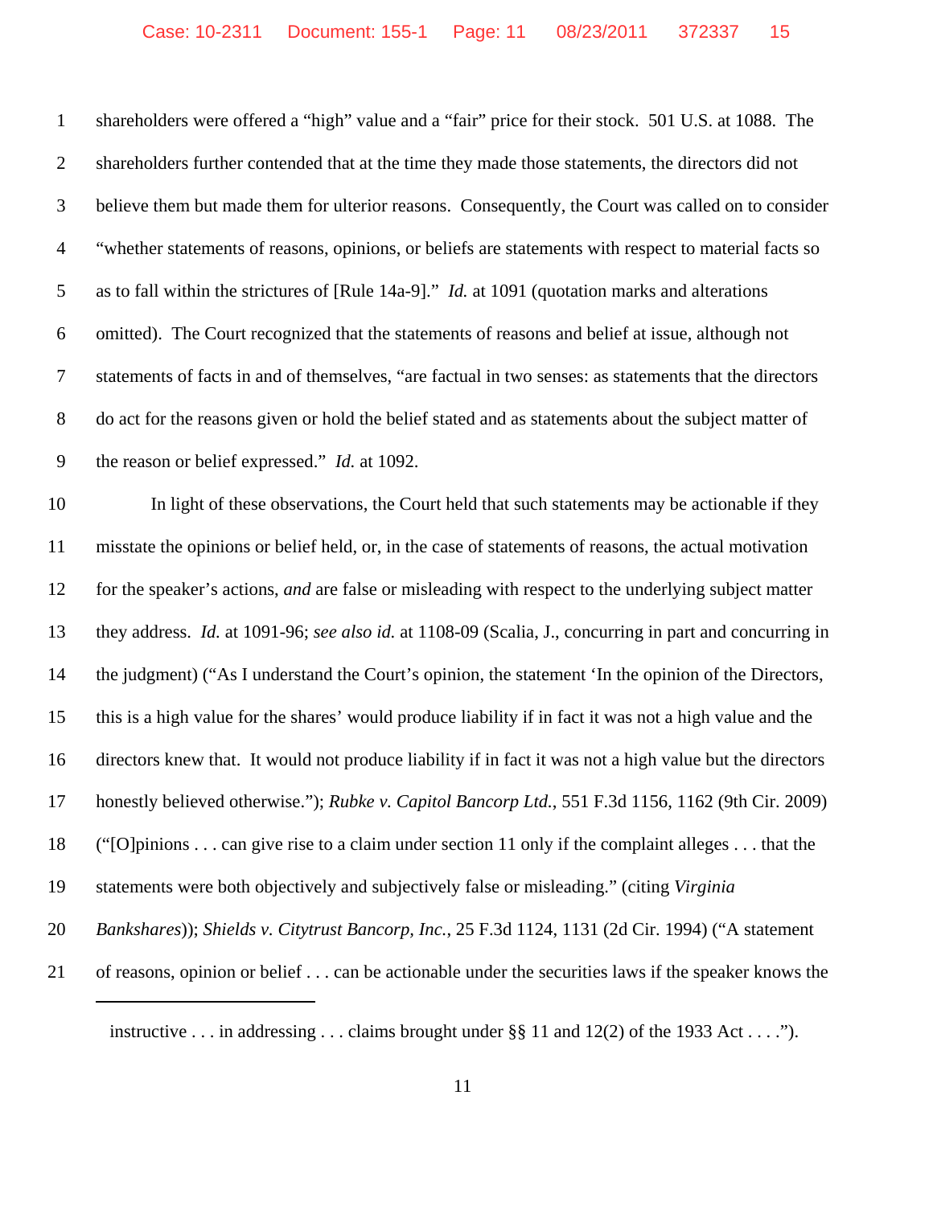shareholders were offered a "high" value and a "fair" price for their stock. 501 U.S. at 1088. The shareholders further contended that at the time they made those statements, the directors did not believe them but made them for ulterior reasons. Consequently, the Court was called on to consider "whether statements of reasons, opinions, or beliefs are statements with respect to material facts so as to fall within the strictures of [Rule 14a-9]." *Id.* at 1091 (quotation marks and alterations omitted). The Court recognized that the statements of reasons and belief at issue, although not statements of facts in and of themselves, "are factual in two senses: as statements that the directors do act for the reasons given or hold the belief stated and as statements about the subject matter of the reason or belief expressed." *Id.* at 1092.

In light of these observations, the Court held that such statements may be actionable if they misstate the opinions or belief held, or, in the case of statements of reasons, the actual motivation for the speaker's actions, *and* are false or misleading with respect to the underlying subject matter they address. *Id.* at 1091-96; *see also id.* at 1108-09 (Scalia, J., concurring in part and concurring in the judgment) ("As I understand the Court's opinion, the statement 'In the opinion of the Directors, this is a high value for the shares' would produce liability if in fact it was not a high value and the directors knew that. It would not produce liability if in fact it was not a high value but the directors honestly believed otherwise."); *Rubke v. Capitol Bancorp Ltd.*, 551 F.3d 1156, 1162 (9th Cir. 2009) ("[O]pinions . . . can give rise to a claim under section 11 only if the complaint alleges . . . that the statements were both objectively and subjectively false or misleading." (citing *Virginia Bankshares*)); *Shields v. Citytrust Bancorp, Inc.*, 25 F.3d 1124, 1131 (2d Cir. 1994) ("A statement of reasons, opinion or belief . . . can be actionable under the securities laws if the speaker knows the

---

instructive . . . in addressing . . . claims brought under §§ 11 and 12(2) of the 1933 Act . . . .").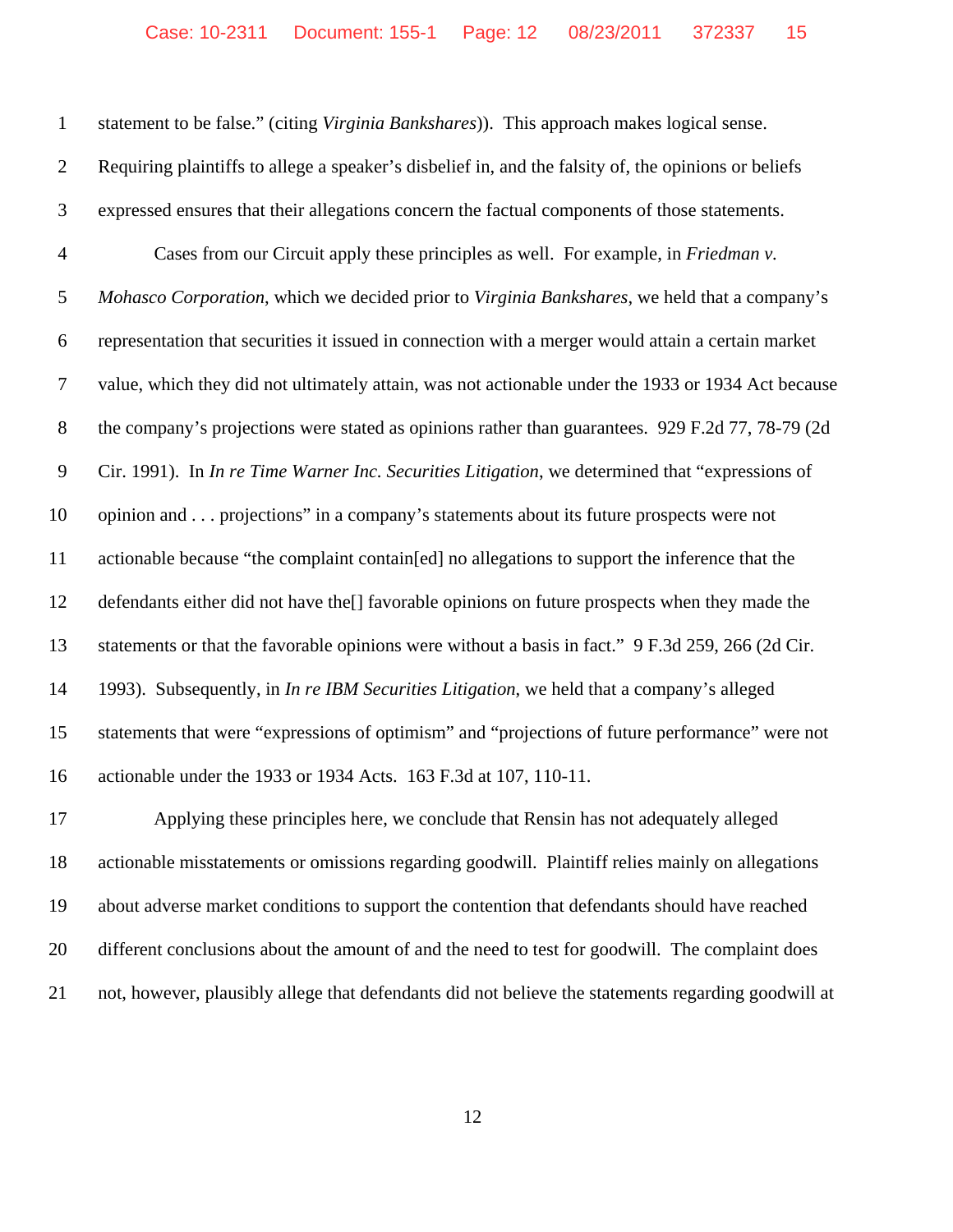statement to be false." (citing *Virginia Bankshares*)). This approach makes logical sense. Requiring plaintiffs to allege a speaker's disbelief in, and the falsity of, the opinions or beliefs expressed ensures that their allegations concern the factual components of those statements.

Cases from our Circuit apply these principles as well. For example, in *Friedman v. Mohasco Corporation*, which we decided prior to *Virginia Bankshares*, we held that a company's representation that securities it issued in connection with a merger would attain a certain market value, which they did not ultimately attain, was not actionable under the 1933 or 1934 Act because the company's projections were stated as opinions rather than guarantees. 929 F.2d 77, 78-79 (2d Cir. 1991). In *In re Time Warner Inc. Securities Litigation*, we determined that "expressions of opinion and . . . projections" in a company's statements about its future prospects were not actionable because "the complaint contain[ed] no allegations to support the inference that the defendants either did not have the[] favorable opinions on future prospects when they made the statements or that the favorable opinions were without a basis in fact." 9 F.3d 259, 266 (2d Cir. 1993). Subsequently, in *In re IBM Securities Litigation*, we held that a company's alleged statements that were "expressions of optimism" and "projections of future performance" were not actionable under the 1933 or 1934 Acts. 163 F.3d at 107, 110-11.

Applying these principles here, we conclude that Rensin has not adequately alleged actionable misstatements or omissions regarding goodwill. Plaintiff relies mainly on allegations about adverse market conditions to support the contention that defendants should have reached different conclusions about the amount of and the need to test for goodwill. The complaint does not, however, plausibly allege that defendants did not believe the statements regarding goodwill at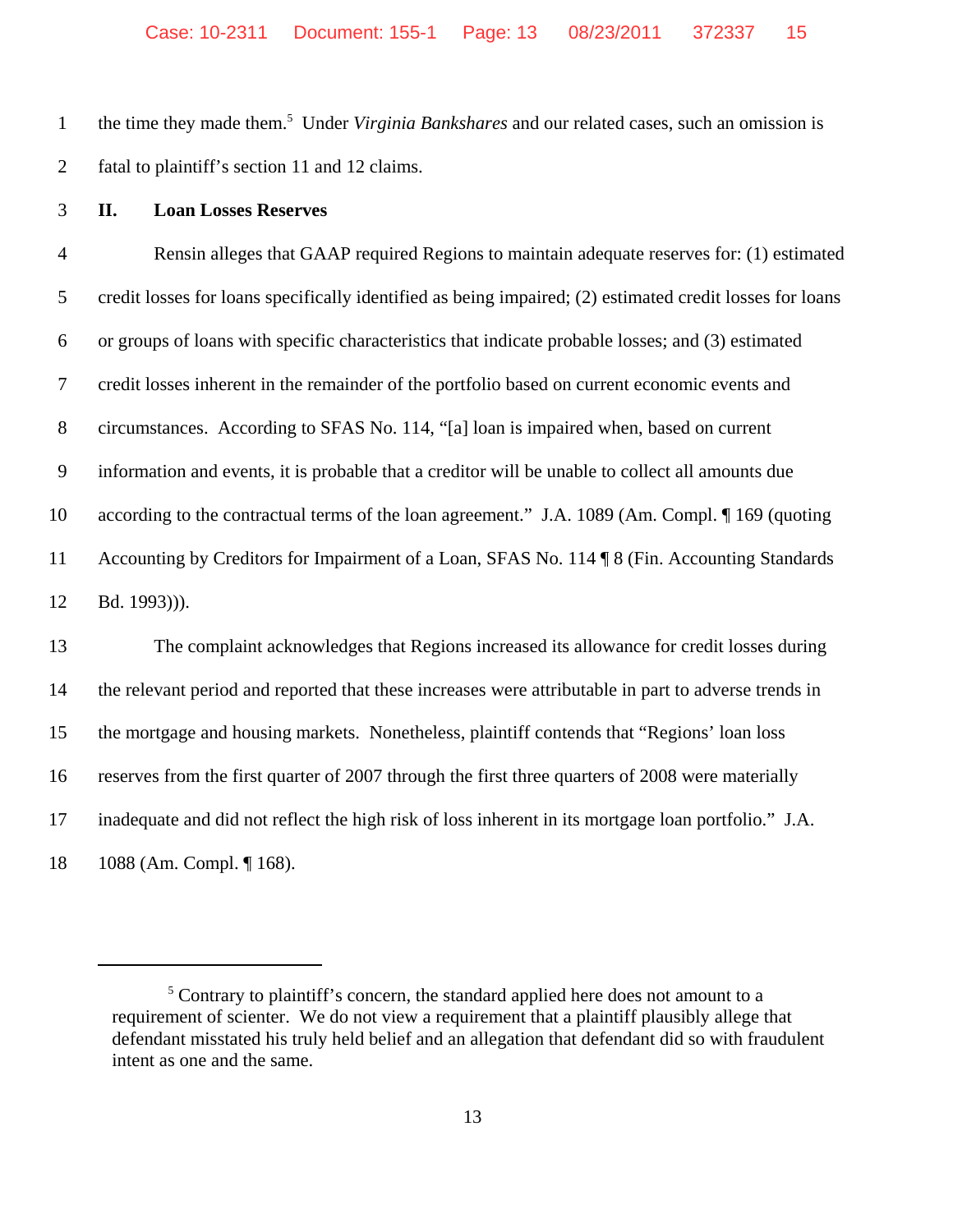the time they made them.[5] Under *Virginia Bankshares* and our related cases, such an omission is fatal to plaintiff's section 11 and 12 claims.

## II. Loan Losses Reserves

Rensin alleges that GAAP required Regions to maintain adequate reserves for: (1) estimated credit losses for loans specifically identified as being impaired; (2) estimated credit losses for loans or groups of loans with specific characteristics that indicate probable losses; and (3) estimated credit losses inherent in the remainder of the portfolio based on current economic events and circumstances. According to SFAS No. 114, "[a] loan is impaired when, based on current information and events, it is probable that a creditor will be unable to collect all amounts due according to the contractual terms of the loan agreement." J.A. 1089 (Am. Compl. ¶ 169 (quoting Accounting by Creditors for Impairment of a Loan, SFAS No. 114 ¶ 8 (Fin. Accounting Standards Bd. 1993))).

The complaint acknowledges that Regions increased its allowance for credit losses during the relevant period and reported that these increases were attributable in part to adverse trends in the mortgage and housing markets. Nonetheless, plaintiff contends that "Regions' loan loss reserves from the first quarter of 2007 through the first three quarters of 2008 were materially inadequate and did not reflect the high risk of loss inherent in its mortgage loan portfolio." J.A. 1088 (Am. Compl. ¶ 168).

---

[5] Contrary to plaintiff's concern, the standard applied here does not amount to a requirement of scienter. We do not view a requirement that a plaintiff plausibly allege that defendant misstated his truly held belief and an allegation that defendant did so with fraudulent intent as one and the same.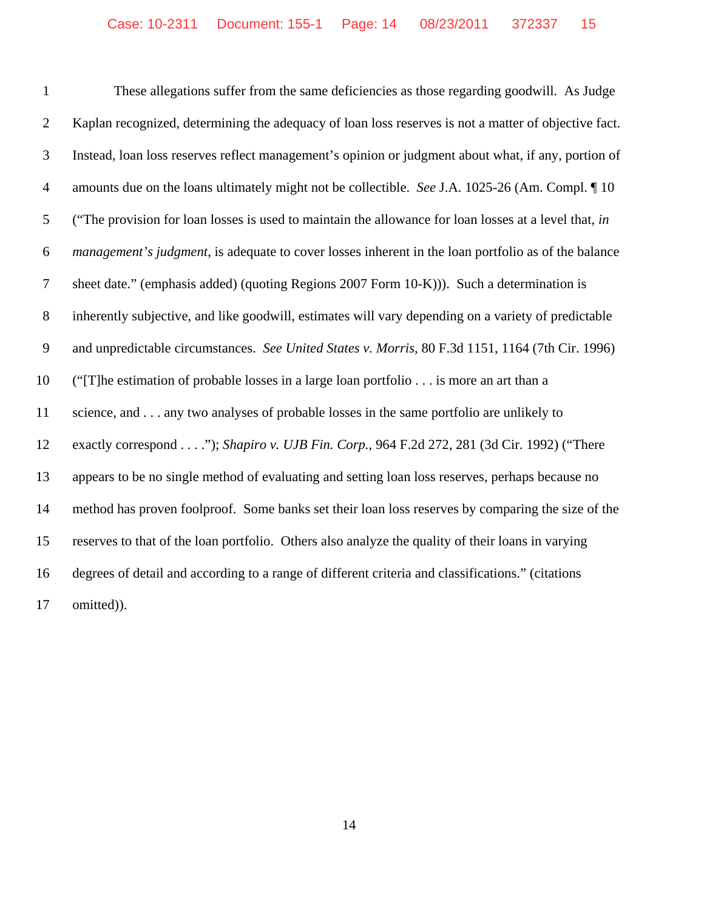These allegations suffer from the same deficiencies as those regarding goodwill. As Judge Kaplan recognized, determining the adequacy of loan loss reserves is not a matter of objective fact. Instead, loan loss reserves reflect management's opinion or judgment about what, if any, portion of amounts due on the loans ultimately might not be collectible. *See* J.A. 1025-26 (Am. Compl. ¶ 10 ("The provision for loan losses is used to maintain the allowance for loan losses at a level that, *in management's judgment*, is adequate to cover losses inherent in the loan portfolio as of the balance sheet date." (emphasis added) (quoting Regions 2007 Form 10-K))). Such a determination is inherently subjective, and like goodwill, estimates will vary depending on a variety of predictable and unpredictable circumstances. *See United States v. Morris*, 80 F.3d 1151, 1164 (7th Cir. 1996) ("[T]he estimation of probable losses in a large loan portfolio . . . is more an art than a science, and . . . any two analyses of probable losses in the same portfolio are unlikely to exactly correspond . . . ."); *Shapiro v. UJB Fin. Corp.*, 964 F.2d 272, 281 (3d Cir. 1992) ("There appears to be no single method of evaluating and setting loan loss reserves, perhaps because no method has proven foolproof. Some banks set their loan loss reserves by comparing the size of the reserves to that of the loan portfolio. Others also analyze the quality of their loans in varying degrees of detail and according to a range of different criteria and classifications." (citations omitted)).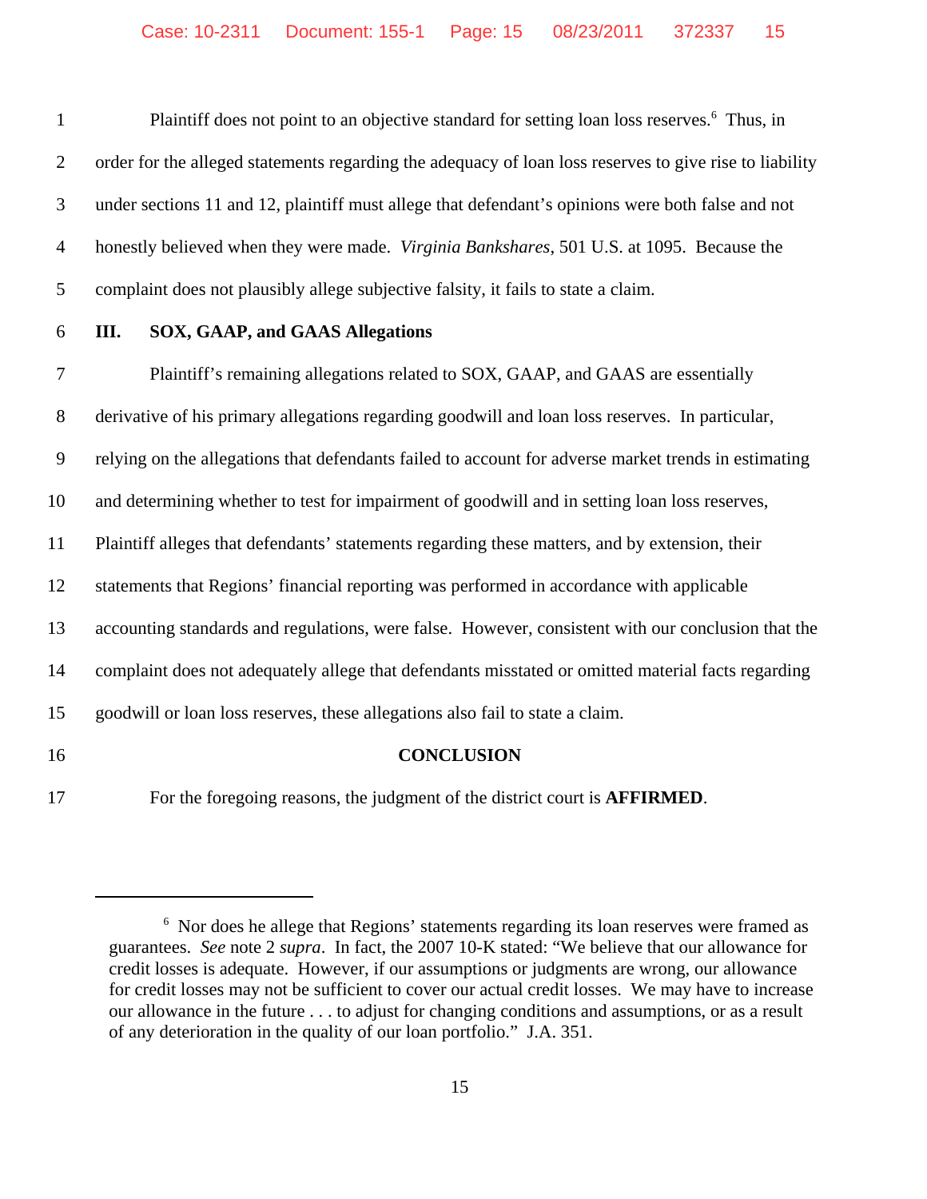Plaintiff does not point to an objective standard for setting loan loss reserves.[6] Thus, in order for the alleged statements regarding the adequacy of loan loss reserves to give rise to liability under sections 11 and 12, plaintiff must allege that defendant's opinions were both false and not honestly believed when they were made. *Virginia Bankshares*, 501 U.S. at 1095. Because the complaint does not plausibly allege subjective falsity, it fails to state a claim.

## III. SOX, GAAP, and GAAS Allegations

Plaintiff's remaining allegations related to SOX, GAAP, and GAAS are essentially derivative of his primary allegations regarding goodwill and loan loss reserves. In particular, relying on the allegations that defendants failed to account for adverse market trends in estimating and determining whether to test for impairment of goodwill and in setting loan loss reserves, Plaintiff alleges that defendants' statements regarding these matters, and by extension, their statements that Regions' financial reporting was performed in accordance with applicable accounting standards and regulations, were false. However, consistent with our conclusion that the complaint does not adequately allege that defendants misstated or omitted material facts regarding goodwill or loan loss reserves, these allegations also fail to state a claim.

## CONCLUSION

For the foregoing reasons, the judgment of the district court is **AFFIRMED**.

---

[6] Nor does he allege that Regions' statements regarding its loan reserves were framed as guarantees. *See* note 2 *supra*. In fact, the 2007 10-K stated: "We believe that our allowance for credit losses is adequate. However, if our assumptions or judgments are wrong, our allowance for credit losses may not be sufficient to cover our actual credit losses. We may have to increase our allowance in the future . . . to adjust for changing conditions and assumptions, or as a result of any deterioration in the quality of our loan portfolio." J.A. 351.